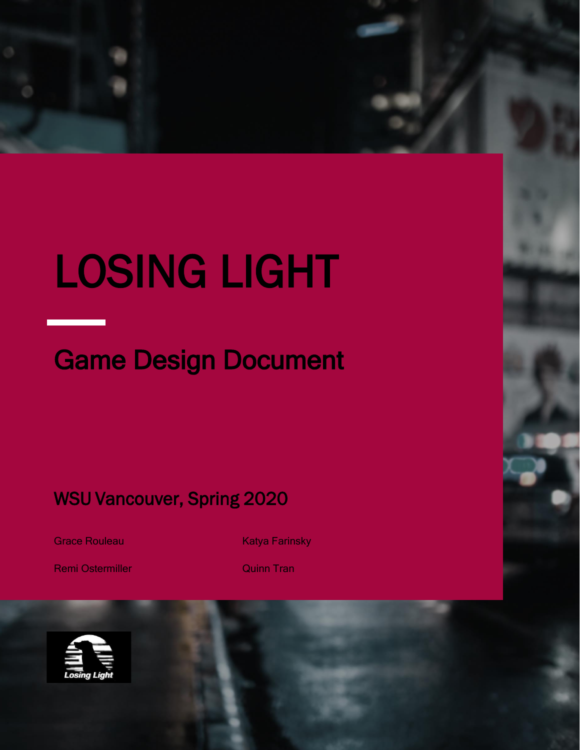# LOSING LIGHT

## Game Design Document

### WSU Vancouver, Spring 2020

Grace Rouleau

Katya Farinsky

Remi Ostermiller

Quinn Tran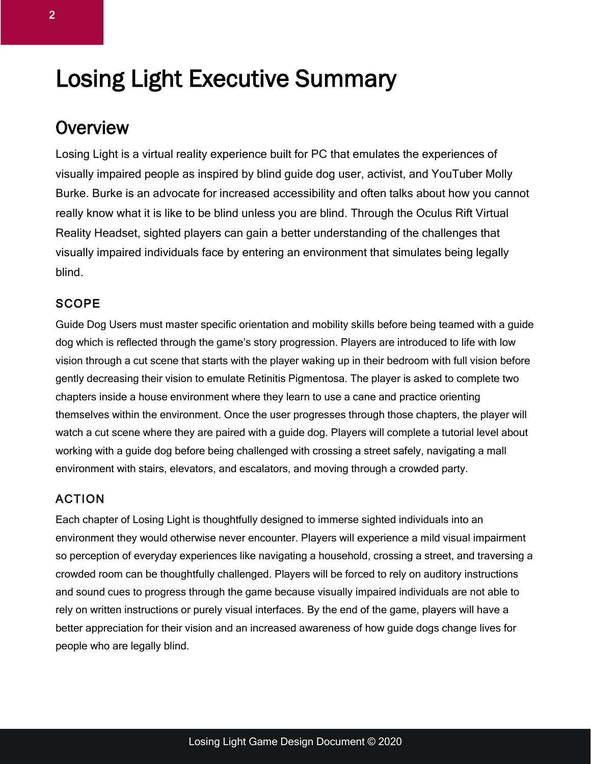# Losing Light Executive Summary

## Overview

Losing Light is a virtual reality experience built for PC that emulates the experiences of visually impaired people as inspired by blind guide dog user, activist, and YouTuber Molly Burke. Burke is an advocate for increased accessibility and often talks about how you cannot really know what it is like to be blind unless you are blind. Through the Oculus Rift Virtual Reality Headset, sighted players can gain a better understanding of the challenges that visually impaired individuals face by entering an environment that simulates being legally blind.

### SCOPE

Guide Dog Users must master specific orientation and mobility skills before being teamed with a guide dog which is reflected through the game's story progression. Players are introduced to life with low vision through a cut scene that starts with the player waking up in their bedroom with full vision before gently decreasing their vision to emulate Retinitis Pigmentosa. The player is asked to complete two chapters inside a house environment where they learn to use a cane and practice orienting themselves within the environment. Once the user progresses through those chapters, the player will watch a cut scene where they are paired with a guide dog. Players will complete a tutorial level about working with a guide dog before being challenged with crossing a street safely, navigating a mall environment with stairs, elevators, and escalators, and moving through a crowded party.

### ACTION

Each chapter of Losing Light is thoughtfully designed to immerse sighted individuals into an environment they would otherwise never encounter. Players will experience a mild visual impairment so perception of everyday experiences like navigating a household, crossing a street, and traversing a crowded room can be thoughtfully challenged. Players will be forced to rely on auditory instructions and sound cues to progress through the game because visually impaired individuals are not able to rely on written instructions or purely visual interfaces. By the end of the game, players will have a better appreciation for their vision and an increased awareness of how guide dogs change lives for people who are legally blind.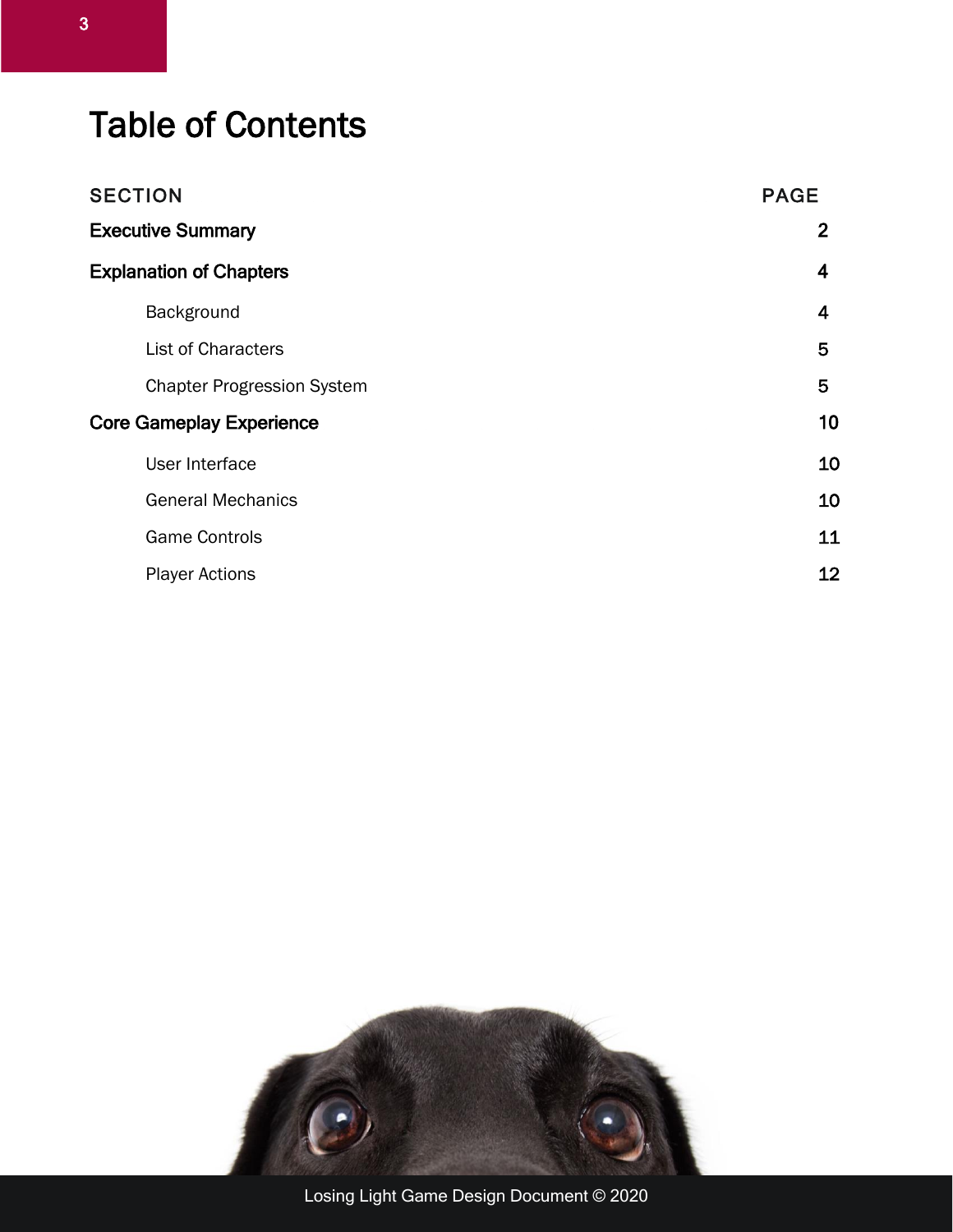# Table of Contents

| SECTION | PAGE |
| --- | --- |
| **Executive Summary** | 2 |
| **Explanation of Chapters** | 4 |
| Background | 4 |
| List of Characters | 5 |
| Chapter Progression System | 5 |
| **Core Gameplay Experience** | 10 |
| User Interface | 10 |
| General Mechanics | 10 |
| Game Controls | 11 |
| Player Actions | 12 |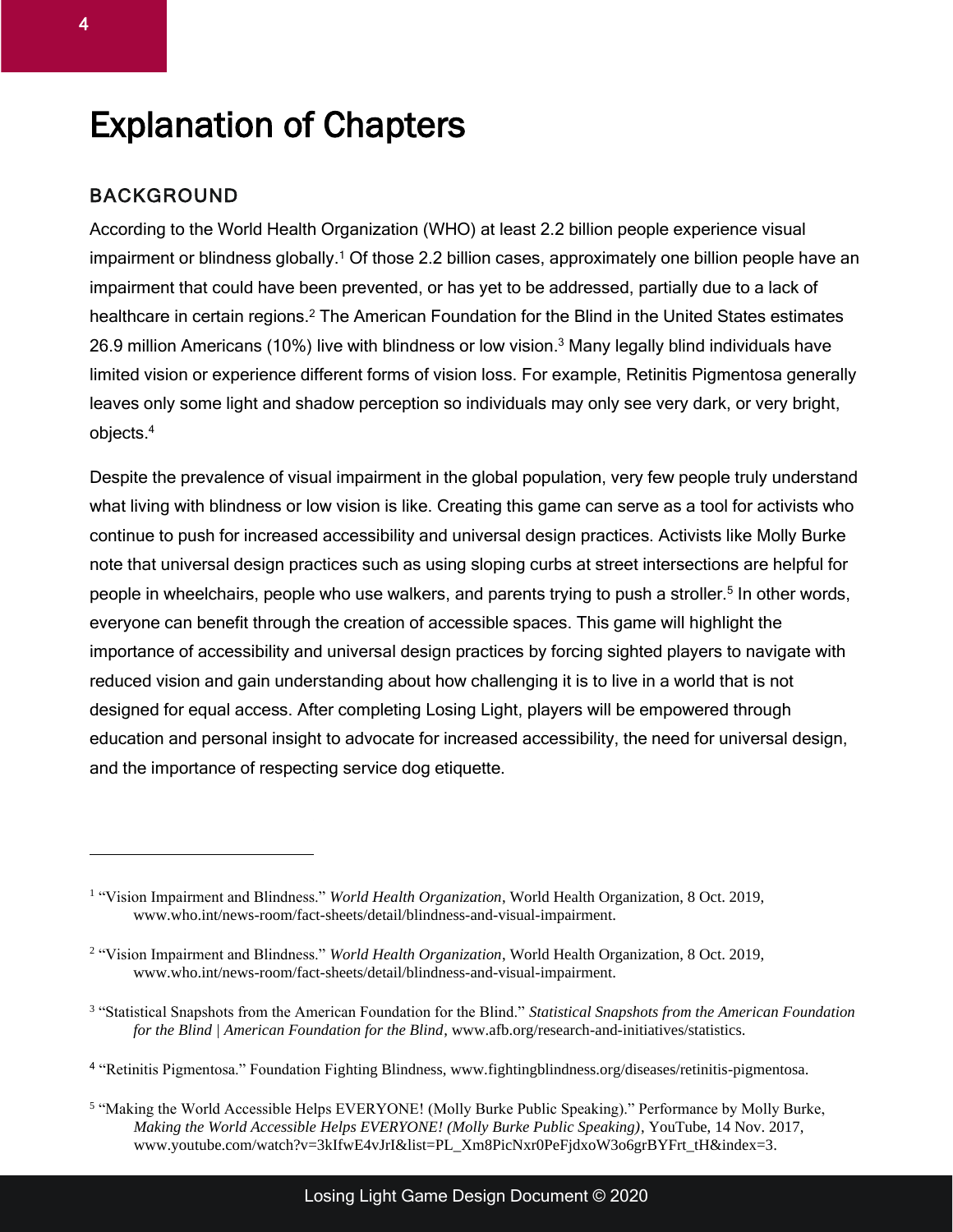# Explanation of Chapters

## BACKGROUND

According to the World Health Organization (WHO) at least 2.2 billion people experience visual impairment or blindness globally.[1] Of those 2.2 billion cases, approximately one billion people have an impairment that could have been prevented, or has yet to be addressed, partially due to a lack of healthcare in certain regions.[2] The American Foundation for the Blind in the United States estimates 26.9 million Americans (10%) live with blindness or low vision.[3] Many legally blind individuals have limited vision or experience different forms of vision loss. For example, Retinitis Pigmentosa generally leaves only some light and shadow perception so individuals may only see very dark, or very bright, objects.[4]

Despite the prevalence of visual impairment in the global population, very few people truly understand what living with blindness or low vision is like. Creating this game can serve as a tool for activists who continue to push for increased accessibility and universal design practices. Activists like Molly Burke note that universal design practices such as using sloping curbs at street intersections are helpful for people in wheelchairs, people who use walkers, and parents trying to push a stroller.[5] In other words, everyone can benefit through the creation of accessible spaces. This game will highlight the importance of accessibility and universal design practices by forcing sighted players to navigate with reduced vision and gain understanding about how challenging it is to live in a world that is not designed for equal access. After completing Losing Light, players will be empowered through education and personal insight to advocate for increased accessibility, the need for universal design, and the importance of respecting service dog etiquette.

---

[1] "Vision Impairment and Blindness." *World Health Organization*, World Health Organization, 8 Oct. 2019, www.who.int/news-room/fact-sheets/detail/blindness-and-visual-impairment.

[2] "Vision Impairment and Blindness." *World Health Organization*, World Health Organization, 8 Oct. 2019, www.who.int/news-room/fact-sheets/detail/blindness-and-visual-impairment.

[3] "Statistical Snapshots from the American Foundation for the Blind." *Statistical Snapshots from the American Foundation for the Blind | American Foundation for the Blind*, www.afb.org/research-and-initiatives/statistics.

[4] "Retinitis Pigmentosa." Foundation Fighting Blindness, www.fightingblindness.org/diseases/retinitis-pigmentosa.

[5] "Making the World Accessible Helps EVERYONE! (Molly Burke Public Speaking)." Performance by Molly Burke, *Making the World Accessible Helps EVERYONE! (Molly Burke Public Speaking)*, YouTube, 14 Nov. 2017, www.youtube.com/watch?v=3kIfwE4vJrI&list=PL_Xm8PicNxr0PeFjdxoW3o6grBYFrt_tH&index=3.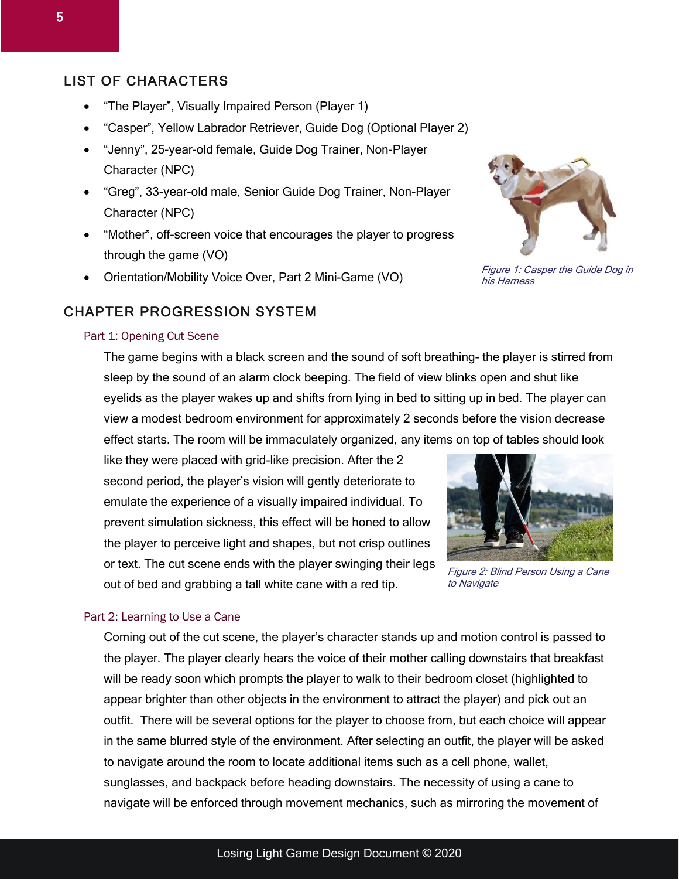## LIST OF CHARACTERS

- "The Player", Visually Impaired Person (Player 1)
- "Casper", Yellow Labrador Retriever, Guide Dog (Optional Player 2)
- "Jenny", 25-year-old female, Guide Dog Trainer, Non-Player Character (NPC)
- "Greg", 33-year-old male, Senior Guide Dog Trainer, Non-Player Character (NPC)
- "Mother", off-screen voice that encourages the player to progress through the game (VO)
- Orientation/Mobility Voice Over, Part 2 Mini-Game (VO)

*Figure 1: Casper the Guide Dog in his Harness*

## CHAPTER PROGRESSION SYSTEM

### Part 1: Opening Cut Scene

The game begins with a black screen and the sound of soft breathing- the player is stirred from sleep by the sound of an alarm clock beeping. The field of view blinks open and shut like eyelids as the player wakes up and shifts from lying in bed to sitting up in bed. The player can view a modest bedroom environment for approximately 2 seconds before the vision decrease effect starts. The room will be immaculately organized, any items on top of tables should look like they were placed with grid-like precision. After the 2 second period, the player's vision will gently deteriorate to emulate the experience of a visually impaired individual. To prevent simulation sickness, this effect will be honed to allow the player to perceive light and shapes, but not crisp outlines or text. The cut scene ends with the player swinging their legs out of bed and grabbing a tall white cane with a red tip.

*Figure 2: Blind Person Using a Cane to Navigate*

### Part 2: Learning to Use a Cane

Coming out of the cut scene, the player's character stands up and motion control is passed to the player. The player clearly hears the voice of their mother calling downstairs that breakfast will be ready soon which prompts the player to walk to their bedroom closet (highlighted to appear brighter than other objects in the environment to attract the player) and pick out an outfit. There will be several options for the player to choose from, but each choice will appear in the same blurred style of the environment. After selecting an outfit, the player will be asked to navigate around the room to locate additional items such as a cell phone, wallet, sunglasses, and backpack before heading downstairs. The necessity of using a cane to navigate will be enforced through movement mechanics, such as mirroring the movement of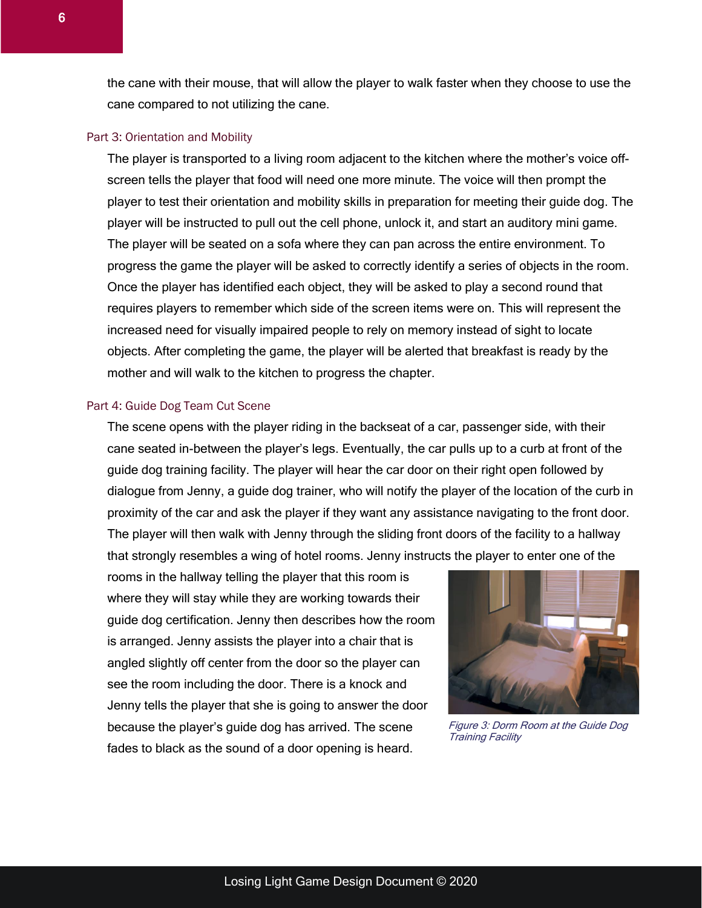the cane with their mouse, that will allow the player to walk faster when they choose to use the cane compared to not utilizing the cane.

### Part 3: Orientation and Mobility

The player is transported to a living room adjacent to the kitchen where the mother's voice off-screen tells the player that food will need one more minute. The voice will then prompt the player to test their orientation and mobility skills in preparation for meeting their guide dog. The player will be instructed to pull out the cell phone, unlock it, and start an auditory mini game. The player will be seated on a sofa where they can pan across the entire environment. To progress the game the player will be asked to correctly identify a series of objects in the room. Once the player has identified each object, they will be asked to play a second round that requires players to remember which side of the screen items were on. This will represent the increased need for visually impaired people to rely on memory instead of sight to locate objects. After completing the game, the player will be alerted that breakfast is ready by the mother and will walk to the kitchen to progress the chapter.

### Part 4: Guide Dog Team Cut Scene

The scene opens with the player riding in the backseat of a car, passenger side, with their cane seated in-between the player's legs. Eventually, the car pulls up to a curb at front of the guide dog training facility. The player will hear the car door on their right open followed by dialogue from Jenny, a guide dog trainer, who will notify the player of the location of the curb in proximity of the car and ask the player if they want any assistance navigating to the front door. The player will then walk with Jenny through the sliding front doors of the facility to a hallway that strongly resembles a wing of hotel rooms. Jenny instructs the player to enter one of the rooms in the hallway telling the player that this room is where they will stay while they are working towards their guide dog certification. Jenny then describes how the room is arranged. Jenny assists the player into a chair that is angled slightly off center from the door so the player can see the room including the door. There is a knock and Jenny tells the player that she is going to answer the door because the player's guide dog has arrived. The scene fades to black as the sound of a door opening is heard.

*Figure 3: Dorm Room at the Guide Dog Training Facility*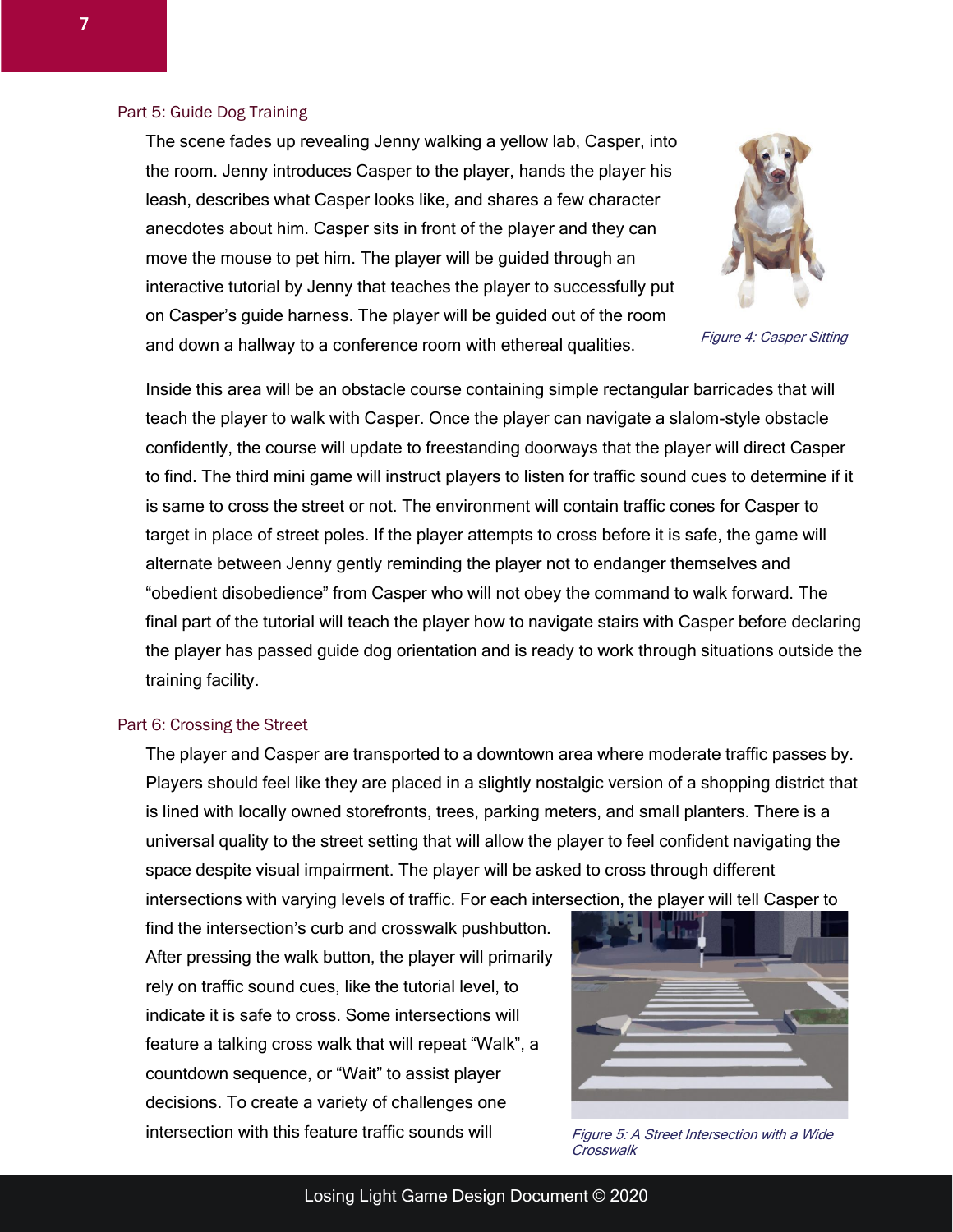## Part 5: Guide Dog Training

The scene fades up revealing Jenny walking a yellow lab, Casper, into the room. Jenny introduces Casper to the player, hands the player his leash, describes what Casper looks like, and shares a few character anecdotes about him. Casper sits in front of the player and they can move the mouse to pet him. The player will be guided through an interactive tutorial by Jenny that teaches the player to successfully put on Casper's guide harness. The player will be guided out of the room and down a hallway to a conference room with ethereal qualities.

*Figure 4: Casper Sitting*

Inside this area will be an obstacle course containing simple rectangular barricades that will teach the player to walk with Casper. Once the player can navigate a slalom-style obstacle confidently, the course will update to freestanding doorways that the player will direct Casper to find. The third mini game will instruct players to listen for traffic sound cues to determine if it is same to cross the street or not. The environment will contain traffic cones for Casper to target in place of street poles. If the player attempts to cross before it is safe, the game will alternate between Jenny gently reminding the player not to endanger themselves and "obedient disobedience" from Casper who will not obey the command to walk forward. The final part of the tutorial will teach the player how to navigate stairs with Casper before declaring the player has passed guide dog orientation and is ready to work through situations outside the training facility.

## Part 6: Crossing the Street

The player and Casper are transported to a downtown area where moderate traffic passes by. Players should feel like they are placed in a slightly nostalgic version of a shopping district that is lined with locally owned storefronts, trees, parking meters, and small planters. There is a universal quality to the street setting that will allow the player to feel confident navigating the space despite visual impairment. The player will be asked to cross through different intersections with varying levels of traffic. For each intersection, the player will tell Casper to find the intersection's curb and crosswalk pushbutton. After pressing the walk button, the player will primarily rely on traffic sound cues, like the tutorial level, to indicate it is safe to cross. Some intersections will feature a talking cross walk that will repeat "Walk", a countdown sequence, or "Wait" to assist player decisions. To create a variety of challenges one intersection with this feature traffic sounds will

*Figure 5: A Street Intersection with a Wide Crosswalk*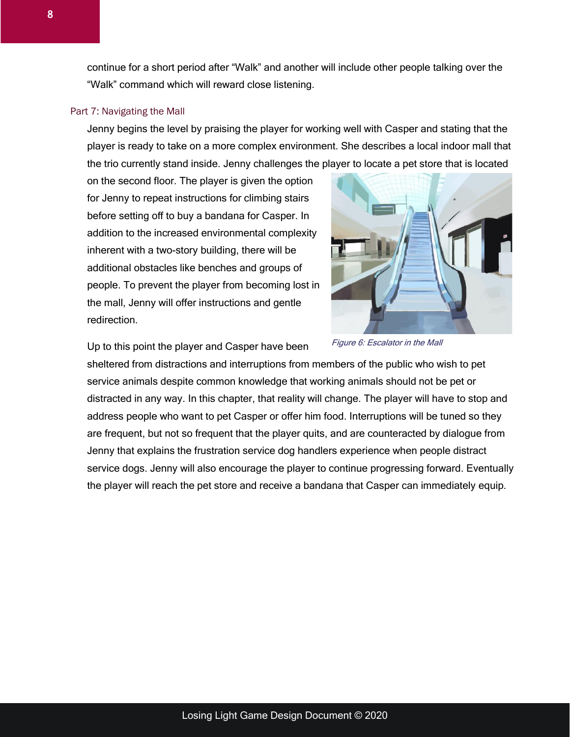continue for a short period after "Walk" and another will include other people talking over the "Walk" command which will reward close listening.

### Part 7: Navigating the Mall

Jenny begins the level by praising the player for working well with Casper and stating that the player is ready to take on a more complex environment. She describes a local indoor mall that the trio currently stand inside. Jenny challenges the player to locate a pet store that is located on the second floor. The player is given the option for Jenny to repeat instructions for climbing stairs before setting off to buy a bandana for Casper. In addition to the increased environmental complexity inherent with a two-story building, there will be additional obstacles like benches and groups of people. To prevent the player from becoming lost in the mall, Jenny will offer instructions and gentle redirection.

*Figure 6: Escalator in the Mall*

Up to this point the player and Casper have been sheltered from distractions and interruptions from members of the public who wish to pet service animals despite common knowledge that working animals should not be pet or distracted in any way. In this chapter, that reality will change. The player will have to stop and address people who want to pet Casper or offer him food. Interruptions will be tuned so they are frequent, but not so frequent that the player quits, and are counteracted by dialogue from Jenny that explains the frustration service dog handlers experience when people distract service dogs. Jenny will also encourage the player to continue progressing forward. Eventually the player will reach the pet store and receive a bandana that Casper can immediately equip.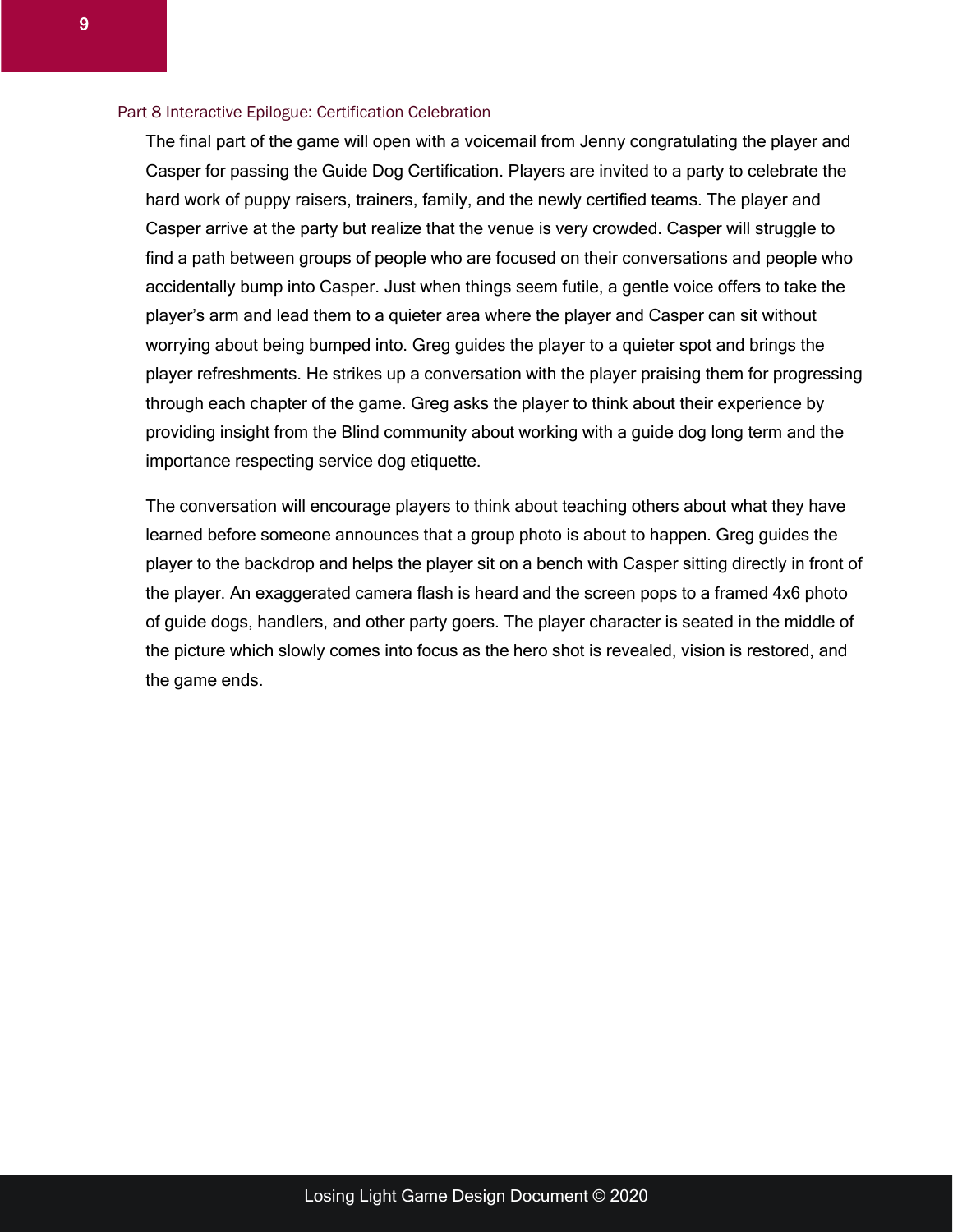## Part 8 Interactive Epilogue: Certification Celebration

The final part of the game will open with a voicemail from Jenny congratulating the player and Casper for passing the Guide Dog Certification. Players are invited to a party to celebrate the hard work of puppy raisers, trainers, family, and the newly certified teams. The player and Casper arrive at the party but realize that the venue is very crowded. Casper will struggle to find a path between groups of people who are focused on their conversations and people who accidentally bump into Casper. Just when things seem futile, a gentle voice offers to take the player's arm and lead them to a quieter area where the player and Casper can sit without worrying about being bumped into. Greg guides the player to a quieter spot and brings the player refreshments. He strikes up a conversation with the player praising them for progressing through each chapter of the game. Greg asks the player to think about their experience by providing insight from the Blind community about working with a guide dog long term and the importance respecting service dog etiquette.

The conversation will encourage players to think about teaching others about what they have learned before someone announces that a group photo is about to happen. Greg guides the player to the backdrop and helps the player sit on a bench with Casper sitting directly in front of the player. An exaggerated camera flash is heard and the screen pops to a framed 4x6 photo of guide dogs, handlers, and other party goers. The player character is seated in the middle of the picture which slowly comes into focus as the hero shot is revealed, vision is restored, and the game ends.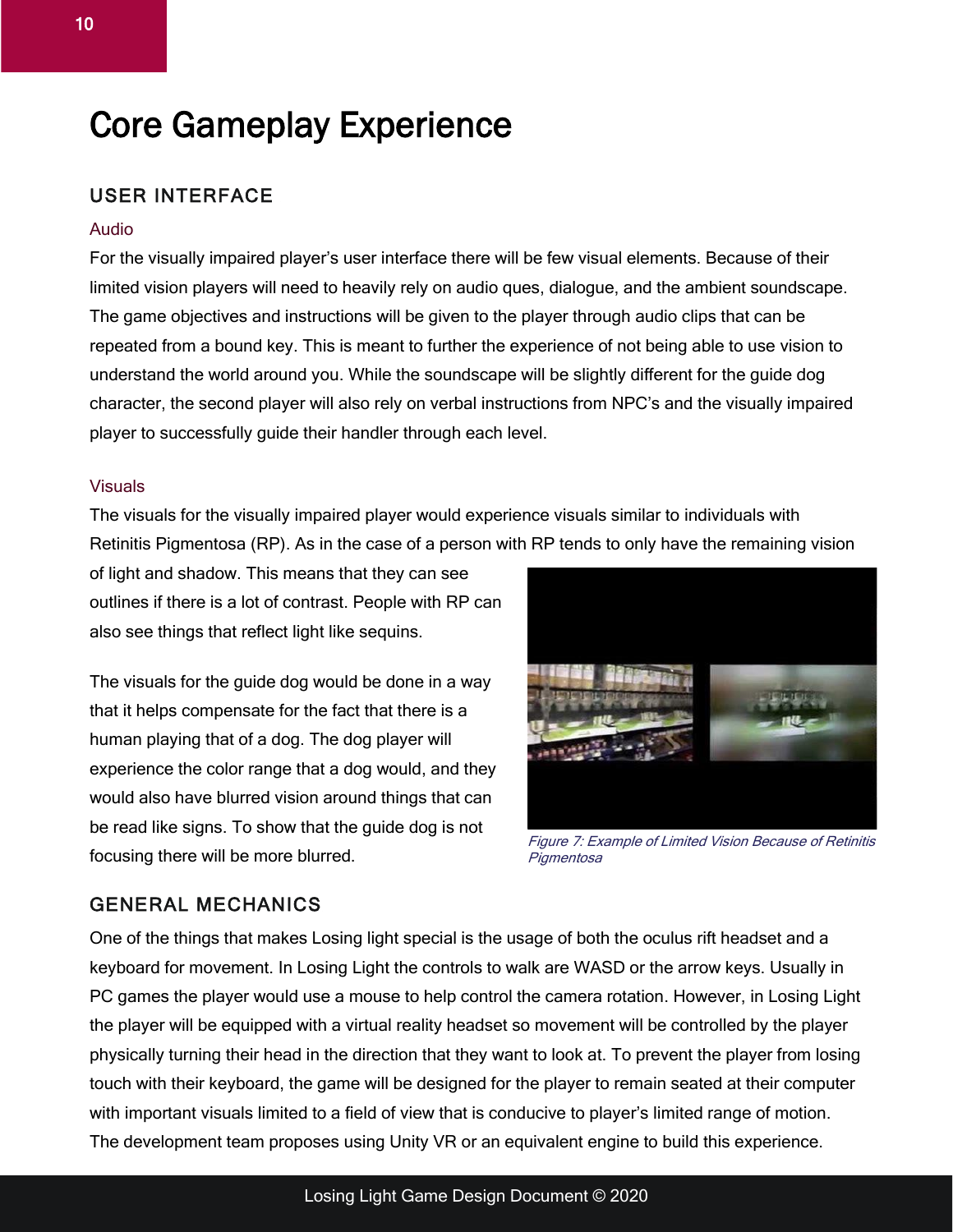# Core Gameplay Experience

## USER INTERFACE

### Audio

For the visually impaired player's user interface there will be few visual elements. Because of their limited vision players will need to heavily rely on audio ques, dialogue, and the ambient soundscape. The game objectives and instructions will be given to the player through audio clips that can be repeated from a bound key. This is meant to further the experience of not being able to use vision to understand the world around you. While the soundscape will be slightly different for the guide dog character, the second player will also rely on verbal instructions from NPC's and the visually impaired player to successfully guide their handler through each level.

### Visuals

The visuals for the visually impaired player would experience visuals similar to individuals with Retinitis Pigmentosa (RP). As in the case of a person with RP tends to only have the remaining vision of light and shadow. This means that they can see outlines if there is a lot of contrast. People with RP can also see things that reflect light like sequins.

The visuals for the guide dog would be done in a way that it helps compensate for the fact that there is a human playing that of a dog. The dog player will experience the color range that a dog would, and they would also have blurred vision around things that can be read like signs. To show that the guide dog is not focusing there will be more blurred.

*Figure 7: Example of Limited Vision Because of Retinitis Pigmentosa*

## GENERAL MECHANICS

One of the things that makes Losing light special is the usage of both the oculus rift headset and a keyboard for movement. In Losing Light the controls to walk are WASD or the arrow keys. Usually in PC games the player would use a mouse to help control the camera rotation. However, in Losing Light the player will be equipped with a virtual reality headset so movement will be controlled by the player physically turning their head in the direction that they want to look at. To prevent the player from losing touch with their keyboard, the game will be designed for the player to remain seated at their computer with important visuals limited to a field of view that is conducive to player's limited range of motion. The development team proposes using Unity VR or an equivalent engine to build this experience.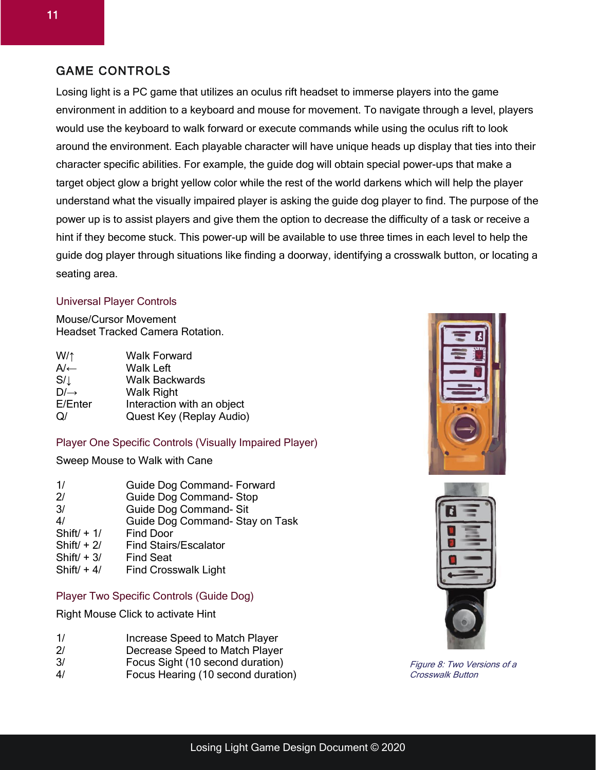## GAME CONTROLS

Losing light is a PC game that utilizes an oculus rift headset to immerse players into the game environment in addition to a keyboard and mouse for movement. To navigate through a level, players would use the keyboard to walk forward or execute commands while using the oculus rift to look around the environment. Each playable character will have unique heads up display that ties into their character specific abilities. For example, the guide dog will obtain special power-ups that make a target object glow a bright yellow color while the rest of the world darkens which will help the player understand what the visually impaired player is asking the guide dog player to find. The purpose of the power up is to assist players and give them the option to decrease the difficulty of a task or receive a hint if they become stuck. This power-up will be available to use three times in each level to help the guide dog player through situations like finding a doorway, identifying a crosswalk button, or locating a seating area.

### Universal Player Controls

Mouse/Cursor Movement
Headset Tracked Camera Rotation.

| | |
|---|---|
| W/↑ | Walk Forward |
| A/← | Walk Left |
| S/↓ | Walk Backwards |
| D/→ | Walk Right |
| E/Enter | Interaction with an object |
| Q/ | Quest Key (Replay Audio) |

### Player One Specific Controls (Visually Impaired Player)

Sweep Mouse to Walk with Cane

| | |
|---|---|
| 1/ | Guide Dog Command- Forward |
| 2/ | Guide Dog Command- Stop |
| 3/ | Guide Dog Command- Sit |
| 4/ | Guide Dog Command- Stay on Task |
| Shift/ + 1/ | Find Door |
| Shift/ + 2/ | Find Stairs/Escalator |
| Shift/ + 3/ | Find Seat |
| Shift/ + 4/ | Find Crosswalk Light |

### Player Two Specific Controls (Guide Dog)

Right Mouse Click to activate Hint

| | |
|---|---|
| 1/ | Increase Speed to Match Player |
| 2/ | Decrease Speed to Match Player |
| 3/ | Focus Sight (10 second duration) |
| 4/ | Focus Hearing (10 second duration) |

*Figure 8: Two Versions of a Crosswalk Button*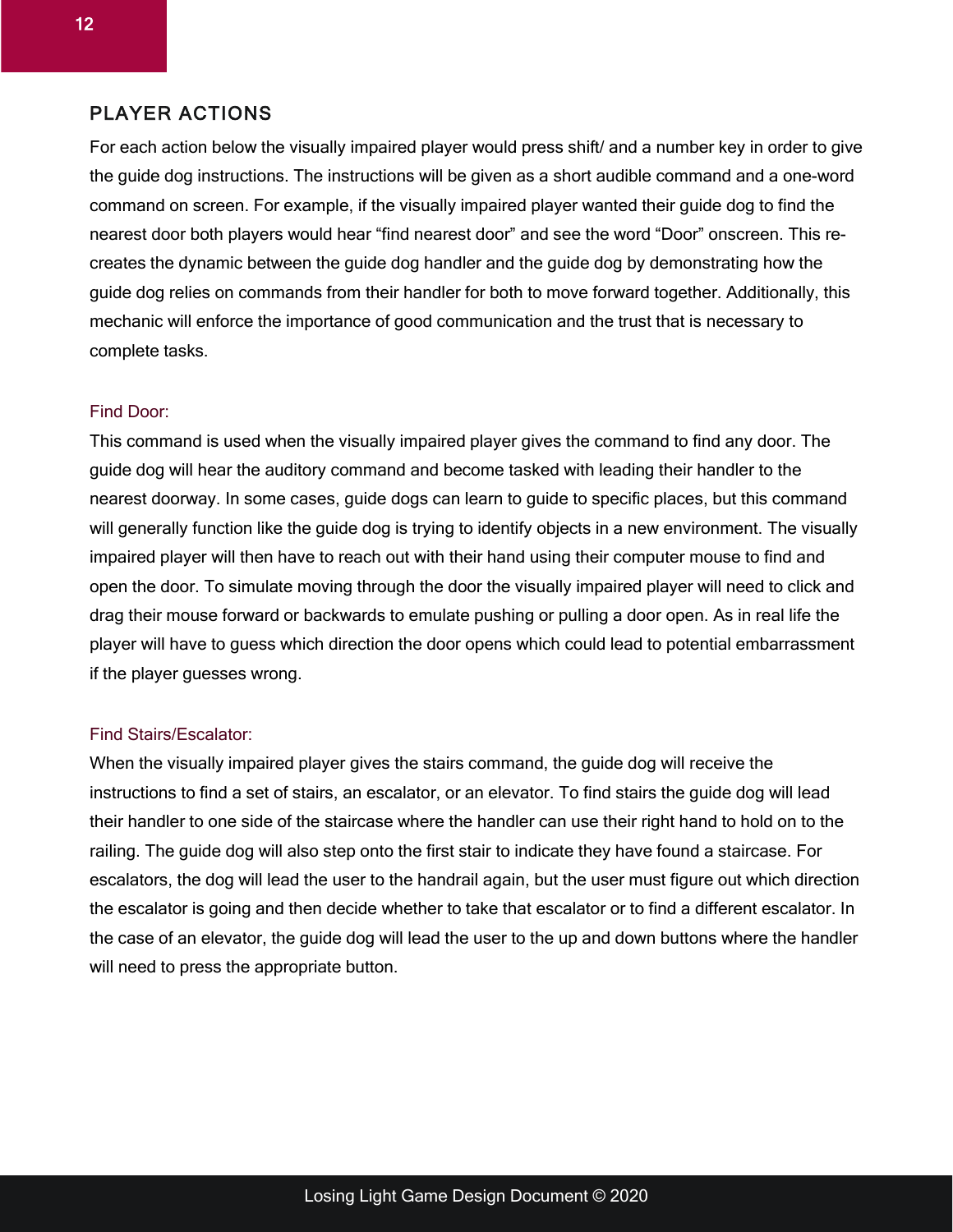## PLAYER ACTIONS

For each action below the visually impaired player would press shift/ and a number key in order to give the guide dog instructions. The instructions will be given as a short audible command and a one-word command on screen. For example, if the visually impaired player wanted their guide dog to find the nearest door both players would hear “find nearest door” and see the word “Door” onscreen. This re-creates the dynamic between the guide dog handler and the guide dog by demonstrating how the guide dog relies on commands from their handler for both to move forward together. Additionally, this mechanic will enforce the importance of good communication and the trust that is necessary to complete tasks.

### Find Door:

This command is used when the visually impaired player gives the command to find any door. The guide dog will hear the auditory command and become tasked with leading their handler to the nearest doorway. In some cases, guide dogs can learn to guide to specific places, but this command will generally function like the guide dog is trying to identify objects in a new environment. The visually impaired player will then have to reach out with their hand using their computer mouse to find and open the door. To simulate moving through the door the visually impaired player will need to click and drag their mouse forward or backwards to emulate pushing or pulling a door open. As in real life the player will have to guess which direction the door opens which could lead to potential embarrassment if the player guesses wrong.

### Find Stairs/Escalator:

When the visually impaired player gives the stairs command, the guide dog will receive the instructions to find a set of stairs, an escalator, or an elevator. To find stairs the guide dog will lead their handler to one side of the staircase where the handler can use their right hand to hold on to the railing. The guide dog will also step onto the first stair to indicate they have found a staircase. For escalators, the dog will lead the user to the handrail again, but the user must figure out which direction the escalator is going and then decide whether to take that escalator or to find a different escalator. In the case of an elevator, the guide dog will lead the user to the up and down buttons where the handler will need to press the appropriate button.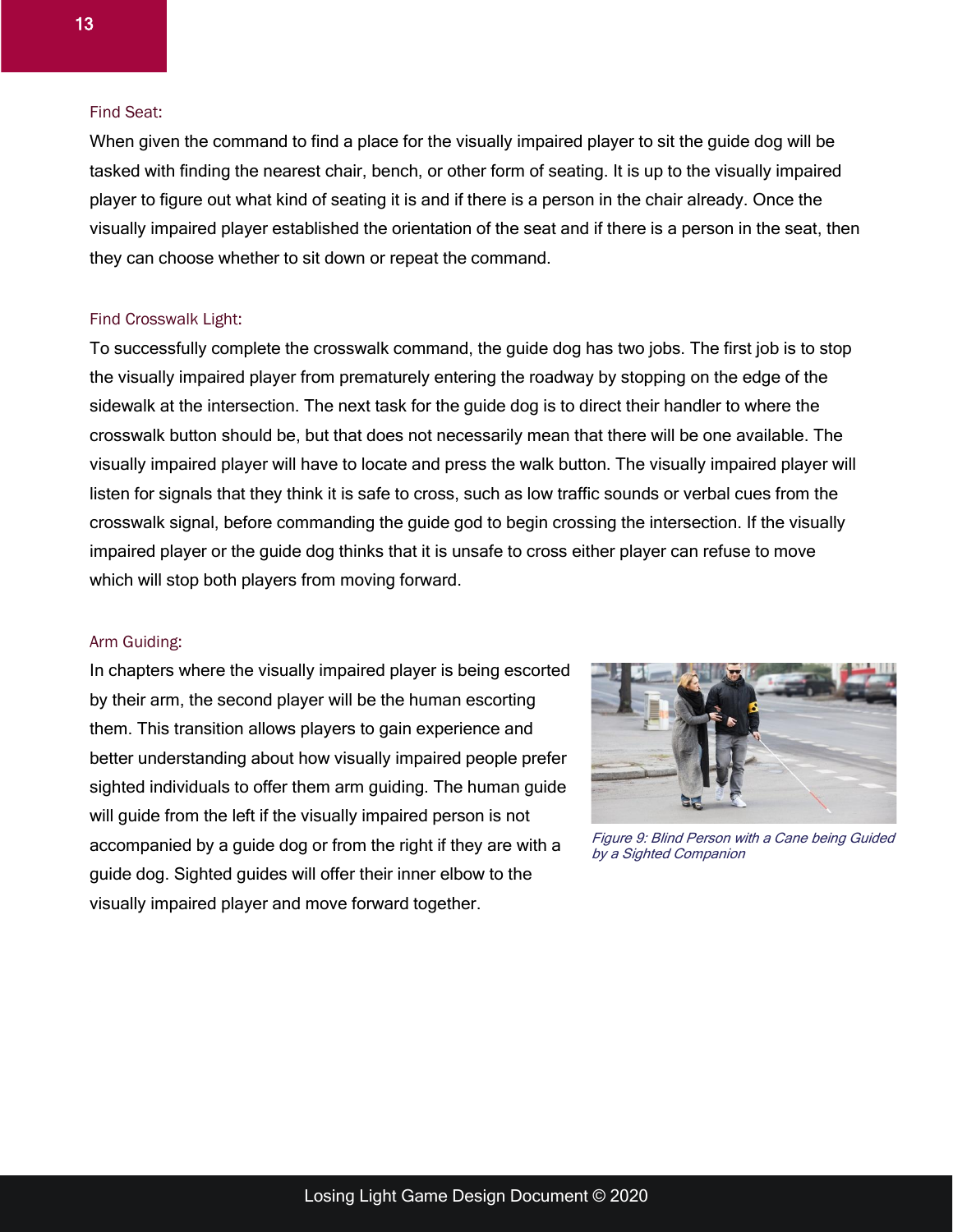### Find Seat:

When given the command to find a place for the visually impaired player to sit the guide dog will be tasked with finding the nearest chair, bench, or other form of seating. It is up to the visually impaired player to figure out what kind of seating it is and if there is a person in the chair already. Once the visually impaired player established the orientation of the seat and if there is a person in the seat, then they can choose whether to sit down or repeat the command.

### Find Crosswalk Light:

To successfully complete the crosswalk command, the guide dog has two jobs. The first job is to stop the visually impaired player from prematurely entering the roadway by stopping on the edge of the sidewalk at the intersection. The next task for the guide dog is to direct their handler to where the crosswalk button should be, but that does not necessarily mean that there will be one available. The visually impaired player will have to locate and press the walk button. The visually impaired player will listen for signals that they think it is safe to cross, such as low traffic sounds or verbal cues from the crosswalk signal, before commanding the guide god to begin crossing the intersection. If the visually impaired player or the guide dog thinks that it is unsafe to cross either player can refuse to move which will stop both players from moving forward.

### Arm Guiding:

In chapters where the visually impaired player is being escorted by their arm, the second player will be the human escorting them. This transition allows players to gain experience and better understanding about how visually impaired people prefer sighted individuals to offer them arm guiding. The human guide will guide from the left if the visually impaired person is not accompanied by a guide dog or from the right if they are with a guide dog. Sighted guides will offer their inner elbow to the visually impaired player and move forward together.

*Figure 9: Blind Person with a Cane being Guided by a Sighted Companion*